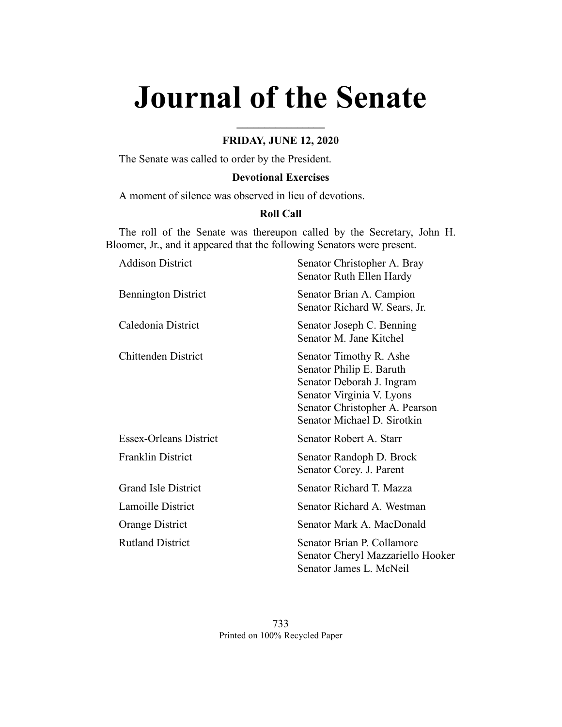# Journal of the Senate

**FRIDAY, JUNE 12, 2020**

The Senate was called to order by the President.

**Devotional Exercises**

A moment of silence was observed in lieu of devotions.

**Roll Call**

The roll of the Senate was thereupon called by the Secretary, John H. Bloomer, Jr., and it appeared that the following Senators were present.

| | |
|---|---|
| Addison District | Senator Christopher A. Bray<br>Senator Ruth Ellen Hardy |
| Bennington District | Senator Brian A. Campion<br>Senator Richard W. Sears, Jr. |
| Caledonia District | Senator Joseph C. Benning<br>Senator M. Jane Kitchel |
| Chittenden District | Senator Timothy R. Ashe<br>Senator Philip E. Baruth<br>Senator Deborah J. Ingram<br>Senator Virginia V. Lyons<br>Senator Christopher A. Pearson<br>Senator Michael D. Sirotkin |
| Essex-Orleans District | Senator Robert A. Starr |
| Franklin District | Senator Randoph D. Brock<br>Senator Corey. J. Parent |
| Grand Isle District | Senator Richard T. Mazza |
| Lamoille District | Senator Richard A. Westman |
| Orange District | Senator Mark A. MacDonald |
| Rutland District | Senator Brian P. Collamore<br>Senator Cheryl Mazzariello Hooker<br>Senator James L. McNeil |

Printed on 100% Recycled Paper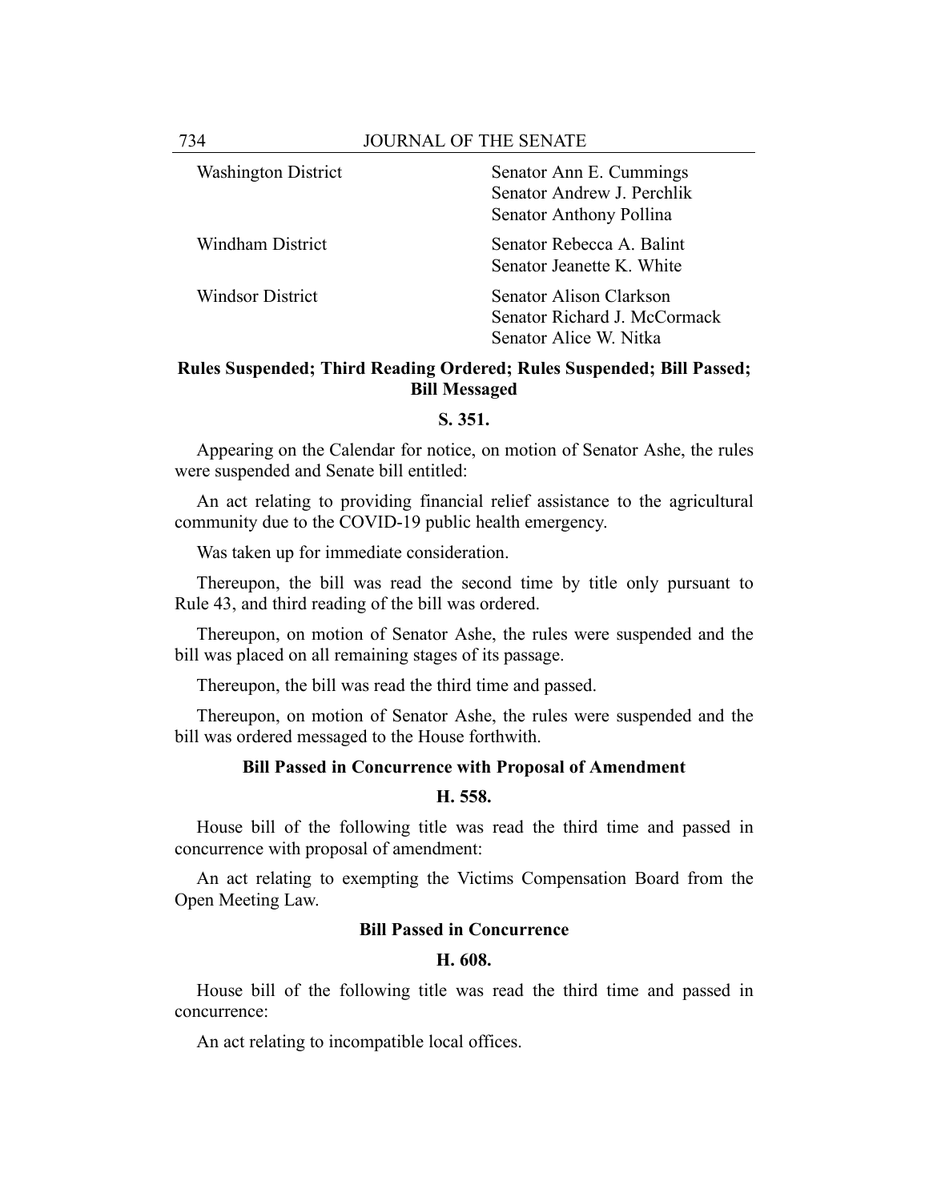| | |
|---|---|
| Washington District | Senator Ann E. Cummings<br>Senator Andrew J. Perchlik<br>Senator Anthony Pollina |
| Windham District | Senator Rebecca A. Balint<br>Senator Jeanette K. White |
| Windsor District | Senator Alison Clarkson<br>Senator Richard J. McCormack<br>Senator Alice W. Nitka |

**Rules Suspended; Third Reading Ordered; Rules Suspended; Bill Passed; Bill Messaged**

**S. 351.**

Appearing on the Calendar for notice, on motion of Senator Ashe, the rules were suspended and Senate bill entitled:

An act relating to providing financial relief assistance to the agricultural community due to the COVID-19 public health emergency.

Was taken up for immediate consideration.

Thereupon, the bill was read the second time by title only pursuant to Rule 43, and third reading of the bill was ordered.

Thereupon, on motion of Senator Ashe, the rules were suspended and the bill was placed on all remaining stages of its passage.

Thereupon, the bill was read the third time and passed.

Thereupon, on motion of Senator Ashe, the rules were suspended and the bill was ordered messaged to the House forthwith.

**Bill Passed in Concurrence with Proposal of Amendment**

**H. 558.**

House bill of the following title was read the third time and passed in concurrence with proposal of amendment:

An act relating to exempting the Victims Compensation Board from the Open Meeting Law.

**Bill Passed in Concurrence**

**H. 608.**

House bill of the following title was read the third time and passed in concurrence:

An act relating to incompatible local offices.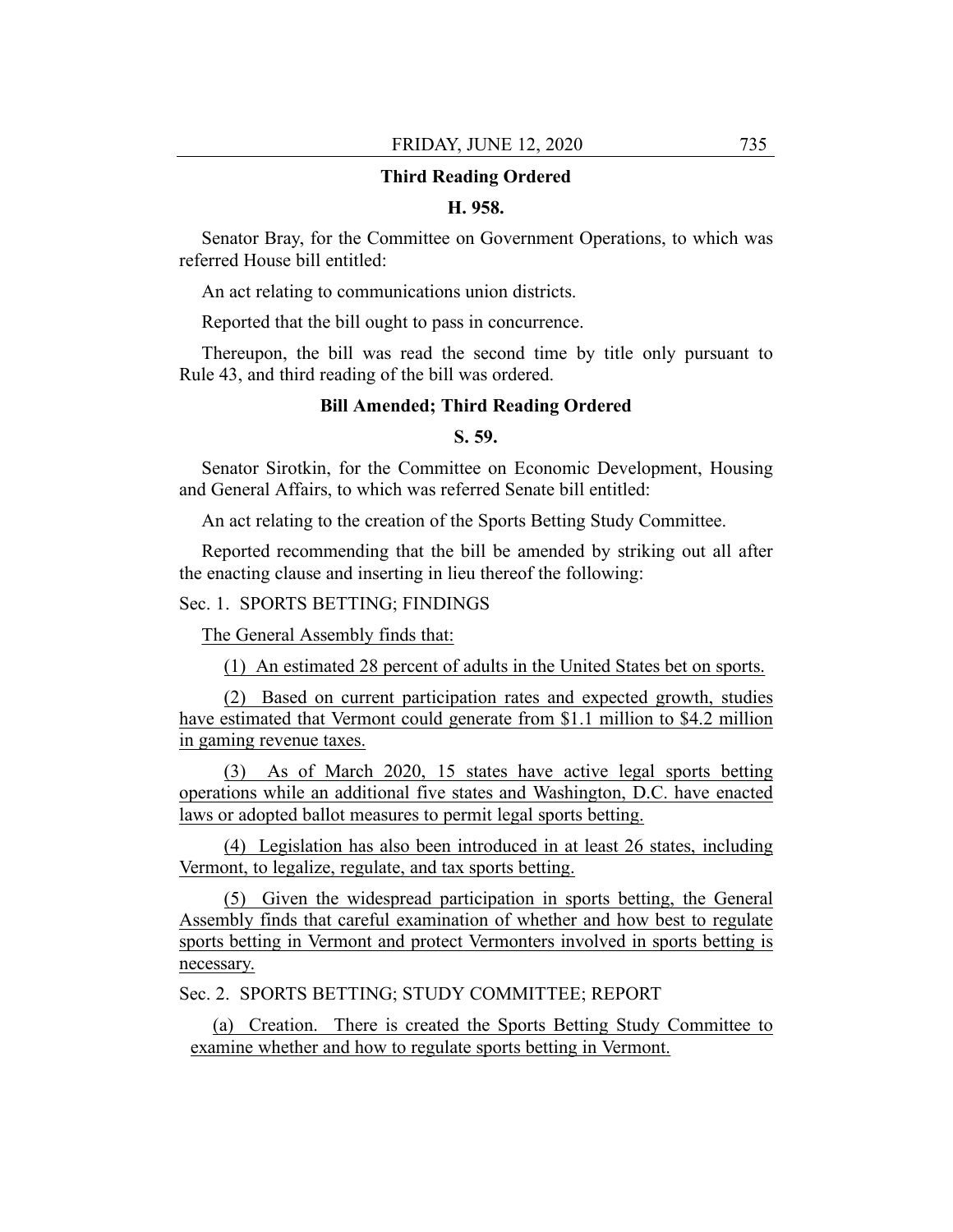**Third Reading Ordered**

**H. 958.**

Senator Bray, for the Committee on Government Operations, to which was referred House bill entitled:

An act relating to communications union districts.

Reported that the bill ought to pass in concurrence.

Thereupon, the bill was read the second time by title only pursuant to Rule 43, and third reading of the bill was ordered.

**Bill Amended; Third Reading Ordered**

**S. 59.**

Senator Sirotkin, for the Committee on Economic Development, Housing and General Affairs, to which was referred Senate bill entitled:

An act relating to the creation of the Sports Betting Study Committee.

Reported recommending that the bill be amended by striking out all after the enacting clause and inserting in lieu thereof the following:

Sec. 1. SPORTS BETTING; FINDINGS

The General Assembly finds that:

(1) An estimated 28 percent of adults in the United States bet on sports.

(2) Based on current participation rates and expected growth, studies have estimated that Vermont could generate from $1.1 million to $4.2 million in gaming revenue taxes.

(3) As of March 2020, 15 states have active legal sports betting operations while an additional five states and Washington, D.C. have enacted laws or adopted ballot measures to permit legal sports betting.

(4) Legislation has also been introduced in at least 26 states, including Vermont, to legalize, regulate, and tax sports betting.

(5) Given the widespread participation in sports betting, the General Assembly finds that careful examination of whether and how best to regulate sports betting in Vermont and protect Vermonters involved in sports betting is necessary.

Sec. 2. SPORTS BETTING; STUDY COMMITTEE; REPORT

(a) Creation. There is created the Sports Betting Study Committee to examine whether and how to regulate sports betting in Vermont.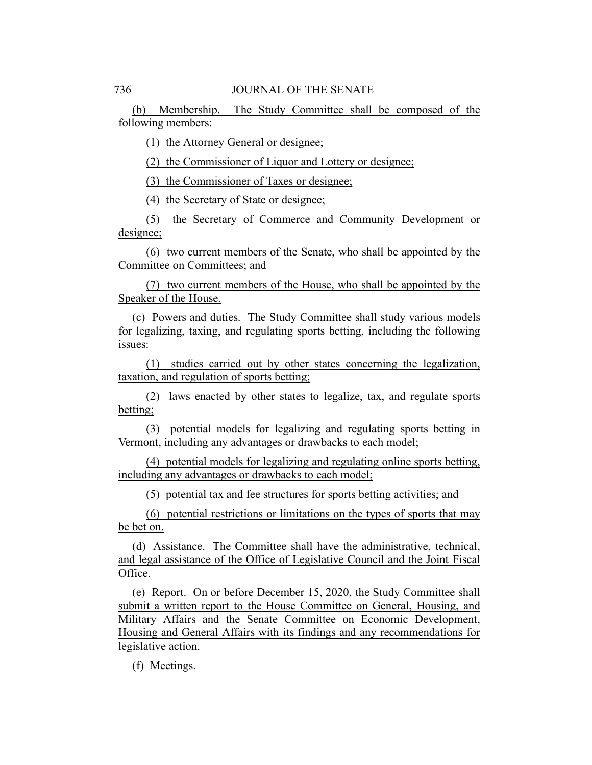(b) Membership. The Study Committee shall be composed of the following members:

(1) the Attorney General or designee;

(2) the Commissioner of Liquor and Lottery or designee;

(3) the Commissioner of Taxes or designee;

(4) the Secretary of State or designee;

(5) the Secretary of Commerce and Community Development or designee;

(6) two current members of the Senate, who shall be appointed by the Committee on Committees; and

(7) two current members of the House, who shall be appointed by the Speaker of the House.

(c) Powers and duties. The Study Committee shall study various models for legalizing, taxing, and regulating sports betting, including the following issues:

(1) studies carried out by other states concerning the legalization, taxation, and regulation of sports betting;

(2) laws enacted by other states to legalize, tax, and regulate sports betting;

(3) potential models for legalizing and regulating sports betting in Vermont, including any advantages or drawbacks to each model;

(4) potential models for legalizing and regulating online sports betting, including any advantages or drawbacks to each model;

(5) potential tax and fee structures for sports betting activities; and

(6) potential restrictions or limitations on the types of sports that may be bet on.

(d) Assistance. The Committee shall have the administrative, technical, and legal assistance of the Office of Legislative Council and the Joint Fiscal Office.

(e) Report. On or before December 15, 2020, the Study Committee shall submit a written report to the House Committee on General, Housing, and Military Affairs and the Senate Committee on Economic Development, Housing and General Affairs with its findings and any recommendations for legislative action.

(f) Meetings.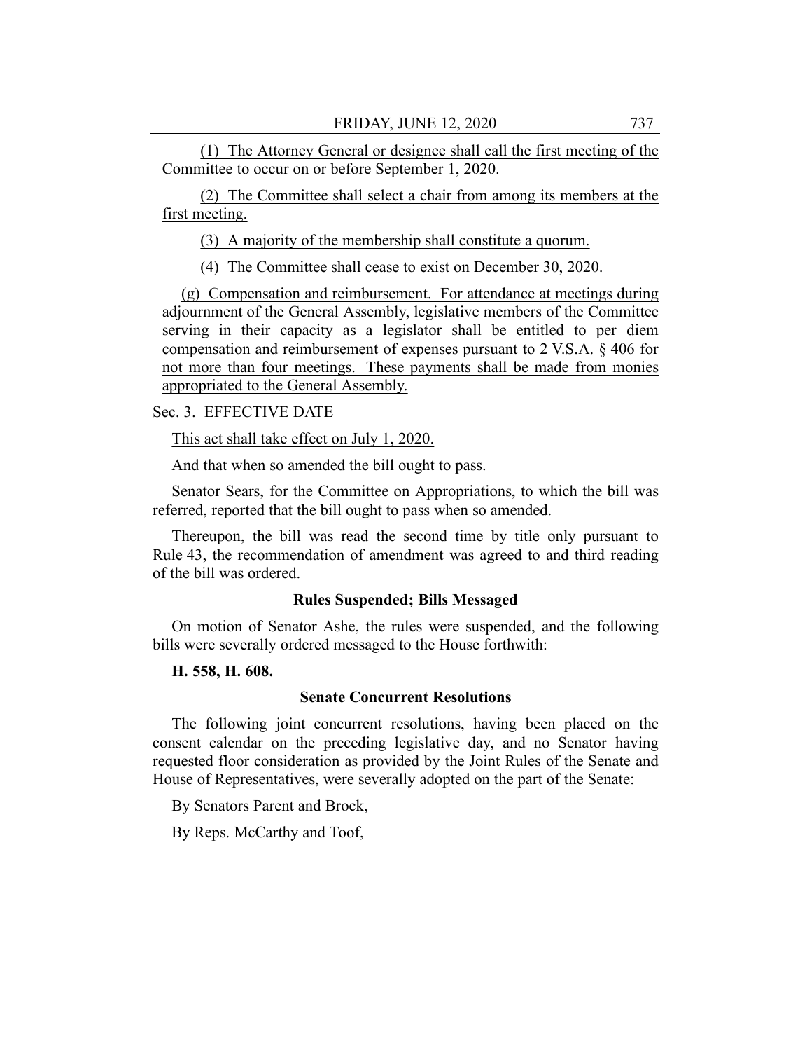(1) The Attorney General or designee shall call the first meeting of the Committee to occur on or before September 1, 2020.

(2) The Committee shall select a chair from among its members at the first meeting.

(3) A majority of the membership shall constitute a quorum.

(4) The Committee shall cease to exist on December 30, 2020.

(g) Compensation and reimbursement. For attendance at meetings during adjournment of the General Assembly, legislative members of the Committee serving in their capacity as a legislator shall be entitled to per diem compensation and reimbursement of expenses pursuant to 2 V.S.A. § 406 for not more than four meetings. These payments shall be made from monies appropriated to the General Assembly.

Sec. 3. EFFECTIVE DATE

This act shall take effect on July 1, 2020.

And that when so amended the bill ought to pass.

Senator Sears, for the Committee on Appropriations, to which the bill was referred, reported that the bill ought to pass when so amended.

Thereupon, the bill was read the second time by title only pursuant to Rule 43, the recommendation of amendment was agreed to and third reading of the bill was ordered.

### Rules Suspended; Bills Messaged

On motion of Senator Ashe, the rules were suspended, and the following bills were severally ordered messaged to the House forthwith:

**H. 558, H. 608.**

### Senate Concurrent Resolutions

The following joint concurrent resolutions, having been placed on the consent calendar on the preceding legislative day, and no Senator having requested floor consideration as provided by the Joint Rules of the Senate and House of Representatives, were severally adopted on the part of the Senate:

By Senators Parent and Brock,

By Reps. McCarthy and Toof,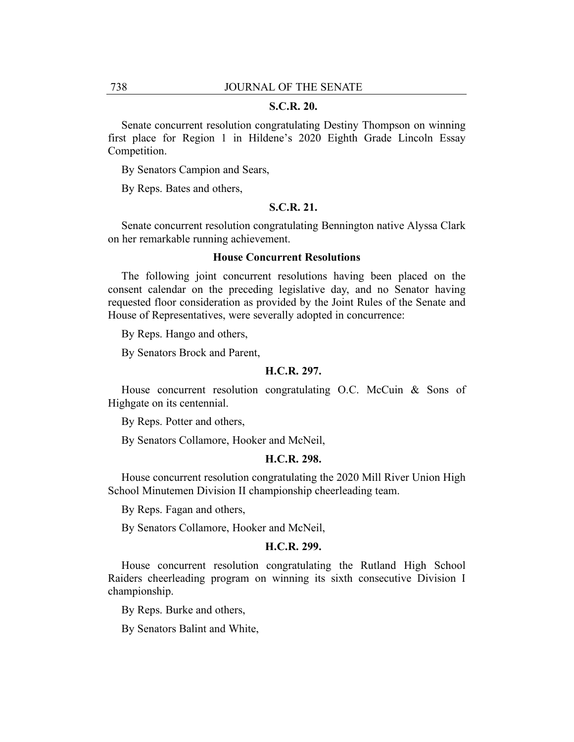**S.C.R. 20.**

Senate concurrent resolution congratulating Destiny Thompson on winning first place for Region 1 in Hildene's 2020 Eighth Grade Lincoln Essay Competition.

By Senators Campion and Sears,

By Reps. Bates and others,

**S.C.R. 21.**

Senate concurrent resolution congratulating Bennington native Alyssa Clark on her remarkable running achievement.

**House Concurrent Resolutions**

The following joint concurrent resolutions having been placed on the consent calendar on the preceding legislative day, and no Senator having requested floor consideration as provided by the Joint Rules of the Senate and House of Representatives, were severally adopted in concurrence:

By Reps. Hango and others,

By Senators Brock and Parent,

**H.C.R. 297.**

House concurrent resolution congratulating O.C. McCuin & Sons of Highgate on its centennial.

By Reps. Potter and others,

By Senators Collamore, Hooker and McNeil,

**H.C.R. 298.**

House concurrent resolution congratulating the 2020 Mill River Union High School Minutemen Division II championship cheerleading team.

By Reps. Fagan and others,

By Senators Collamore, Hooker and McNeil,

**H.C.R. 299.**

House concurrent resolution congratulating the Rutland High School Raiders cheerleading program on winning its sixth consecutive Division I championship.

By Reps. Burke and others,

By Senators Balint and White,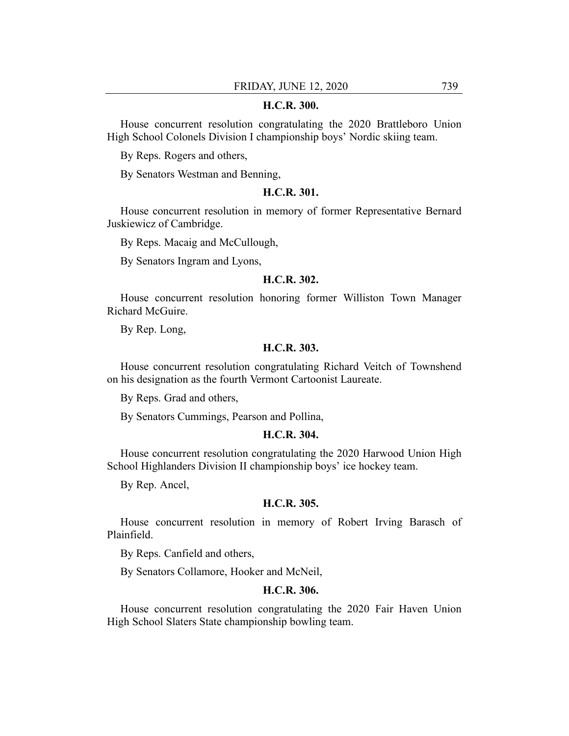### H.C.R. 300.

House concurrent resolution congratulating the 2020 Brattleboro Union High School Colonels Division I championship boys' Nordic skiing team.

By Reps. Rogers and others,

By Senators Westman and Benning,

### H.C.R. 301.

House concurrent resolution in memory of former Representative Bernard Juskiewicz of Cambridge.

By Reps. Macaig and McCullough,

By Senators Ingram and Lyons,

### H.C.R. 302.

House concurrent resolution honoring former Williston Town Manager Richard McGuire.

By Rep. Long,

### H.C.R. 303.

House concurrent resolution congratulating Richard Veitch of Townshend on his designation as the fourth Vermont Cartoonist Laureate.

By Reps. Grad and others,

By Senators Cummings, Pearson and Pollina,

### H.C.R. 304.

House concurrent resolution congratulating the 2020 Harwood Union High School Highlanders Division II championship boys' ice hockey team.

By Rep. Ancel,

### H.C.R. 305.

House concurrent resolution in memory of Robert Irving Barasch of Plainfield.

By Reps. Canfield and others,

By Senators Collamore, Hooker and McNeil,

### H.C.R. 306.

House concurrent resolution congratulating the 2020 Fair Haven Union High School Slaters State championship bowling team.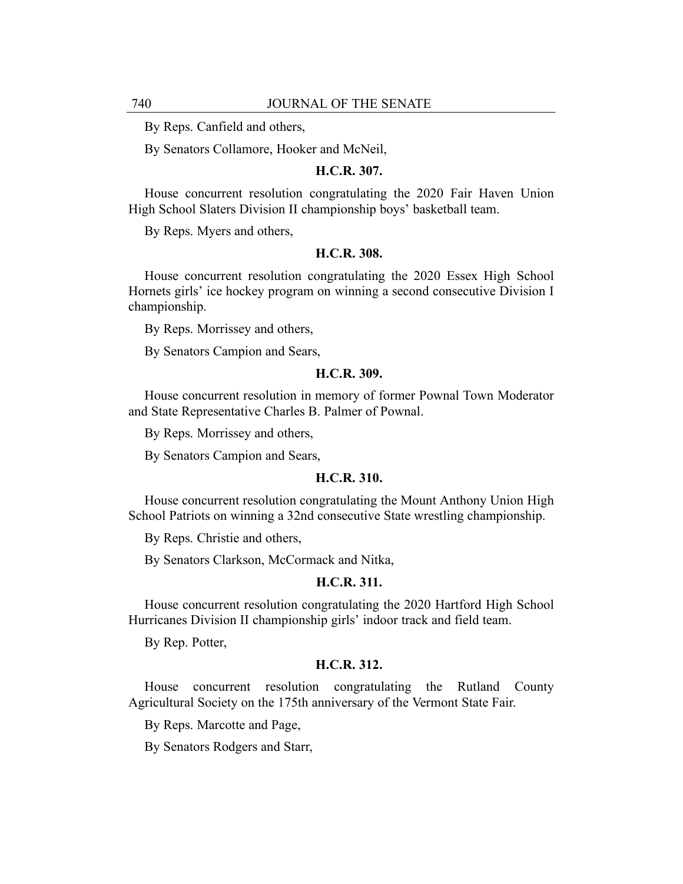By Reps. Canfield and others,

By Senators Collamore, Hooker and McNeil,

**H.C.R. 307.**

House concurrent resolution congratulating the 2020 Fair Haven Union High School Slaters Division II championship boys' basketball team.

By Reps. Myers and others,

**H.C.R. 308.**

House concurrent resolution congratulating the 2020 Essex High School Hornets girls' ice hockey program on winning a second consecutive Division I championship.

By Reps. Morrissey and others,

By Senators Campion and Sears,

**H.C.R. 309.**

House concurrent resolution in memory of former Pownal Town Moderator and State Representative Charles B. Palmer of Pownal.

By Reps. Morrissey and others,

By Senators Campion and Sears,

**H.C.R. 310.**

House concurrent resolution congratulating the Mount Anthony Union High School Patriots on winning a 32nd consecutive State wrestling championship.

By Reps. Christie and others,

By Senators Clarkson, McCormack and Nitka,

**H.C.R. 311.**

House concurrent resolution congratulating the 2020 Hartford High School Hurricanes Division II championship girls' indoor track and field team.

By Rep. Potter,

**H.C.R. 312.**

House concurrent resolution congratulating the Rutland County Agricultural Society on the 175th anniversary of the Vermont State Fair.

By Reps. Marcotte and Page,

By Senators Rodgers and Starr,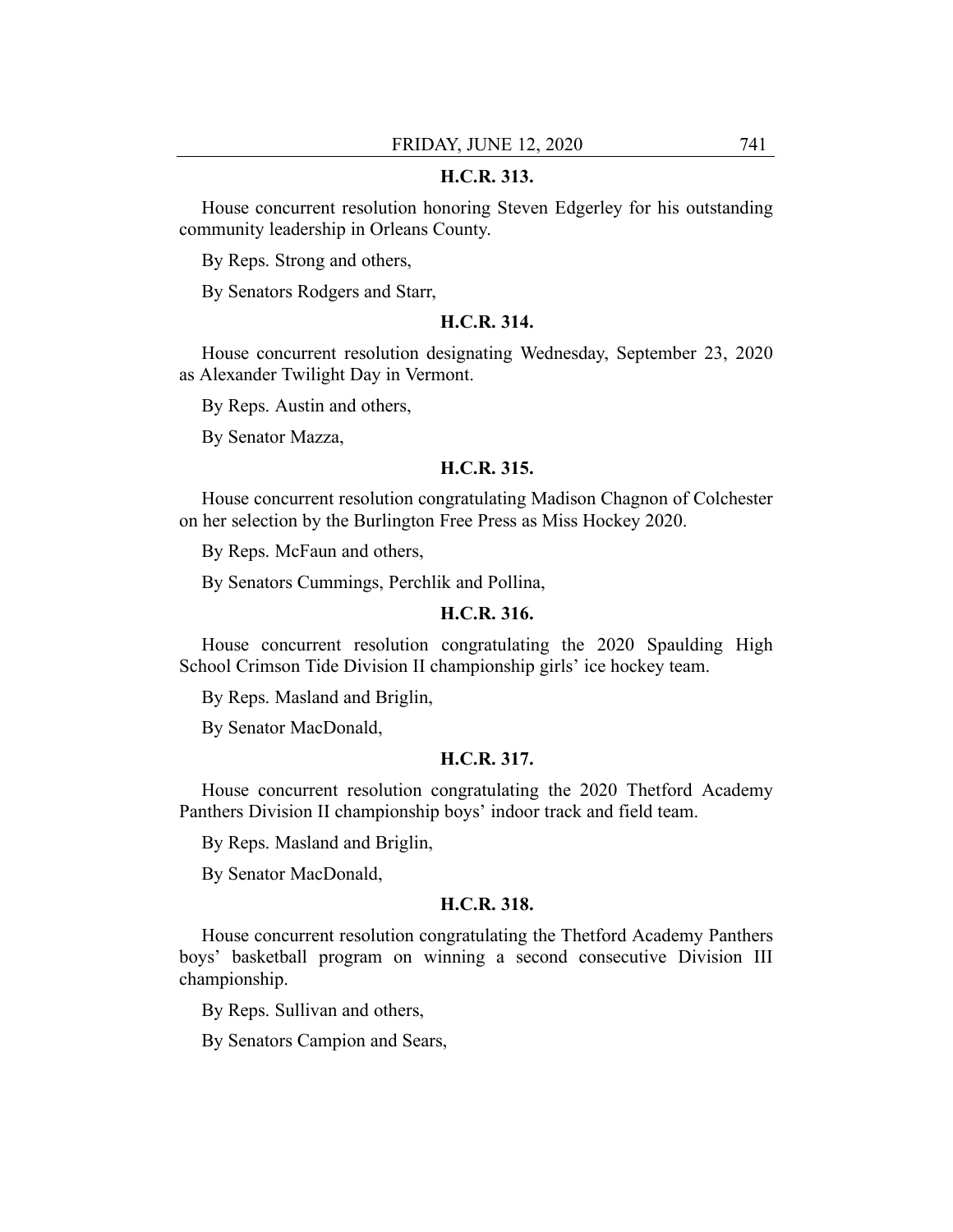**H.C.R. 313.**

House concurrent resolution honoring Steven Edgerley for his outstanding community leadership in Orleans County.

By Reps. Strong and others,

By Senators Rodgers and Starr,

**H.C.R. 314.**

House concurrent resolution designating Wednesday, September 23, 2020 as Alexander Twilight Day in Vermont.

By Reps. Austin and others,

By Senator Mazza,

**H.C.R. 315.**

House concurrent resolution congratulating Madison Chagnon of Colchester on her selection by the Burlington Free Press as Miss Hockey 2020.

By Reps. McFaun and others,

By Senators Cummings, Perchlik and Pollina,

**H.C.R. 316.**

House concurrent resolution congratulating the 2020 Spaulding High School Crimson Tide Division II championship girls' ice hockey team.

By Reps. Masland and Briglin,

By Senator MacDonald,

**H.C.R. 317.**

House concurrent resolution congratulating the 2020 Thetford Academy Panthers Division II championship boys' indoor track and field team.

By Reps. Masland and Briglin,

By Senator MacDonald,

**H.C.R. 318.**

House concurrent resolution congratulating the Thetford Academy Panthers boys' basketball program on winning a second consecutive Division III championship.

By Reps. Sullivan and others,

By Senators Campion and Sears,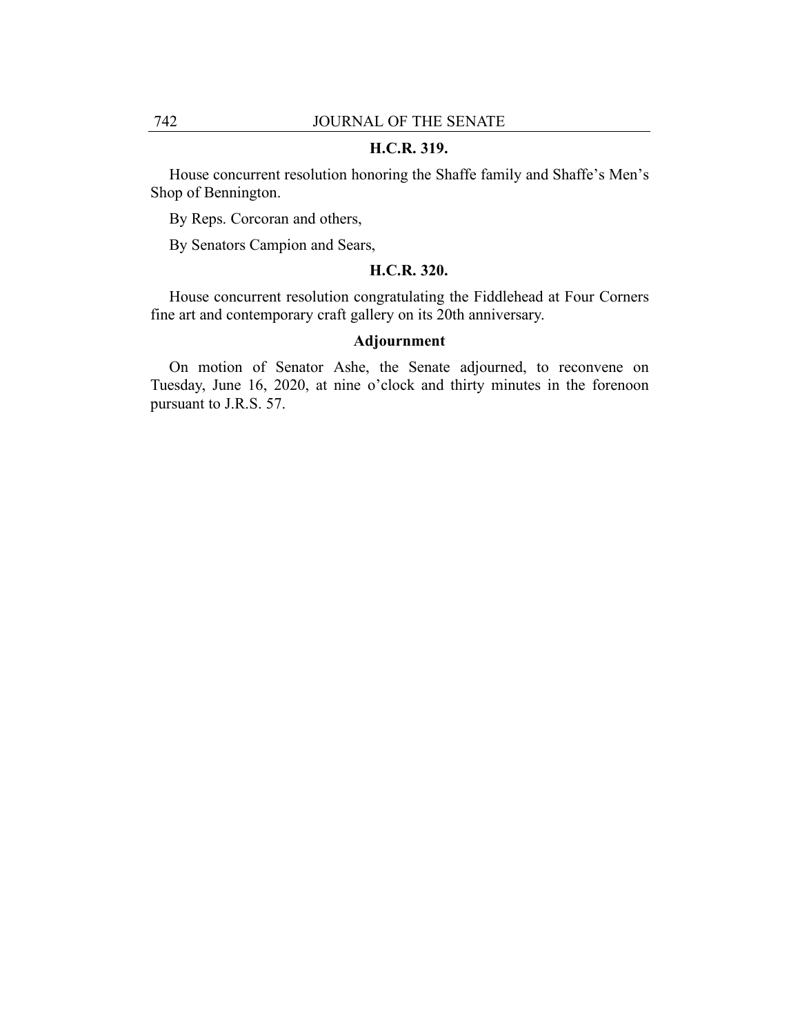### H.C.R. 319.

House concurrent resolution honoring the Shaffe family and Shaffe's Men's Shop of Bennington.

By Reps. Corcoran and others,

By Senators Campion and Sears,

### H.C.R. 320.

House concurrent resolution congratulating the Fiddlehead at Four Corners fine art and contemporary craft gallery on its 20th anniversary.

### Adjournment

On motion of Senator Ashe, the Senate adjourned, to reconvene on Tuesday, June 16, 2020, at nine o'clock and thirty minutes in the forenoon pursuant to J.R.S. 57.